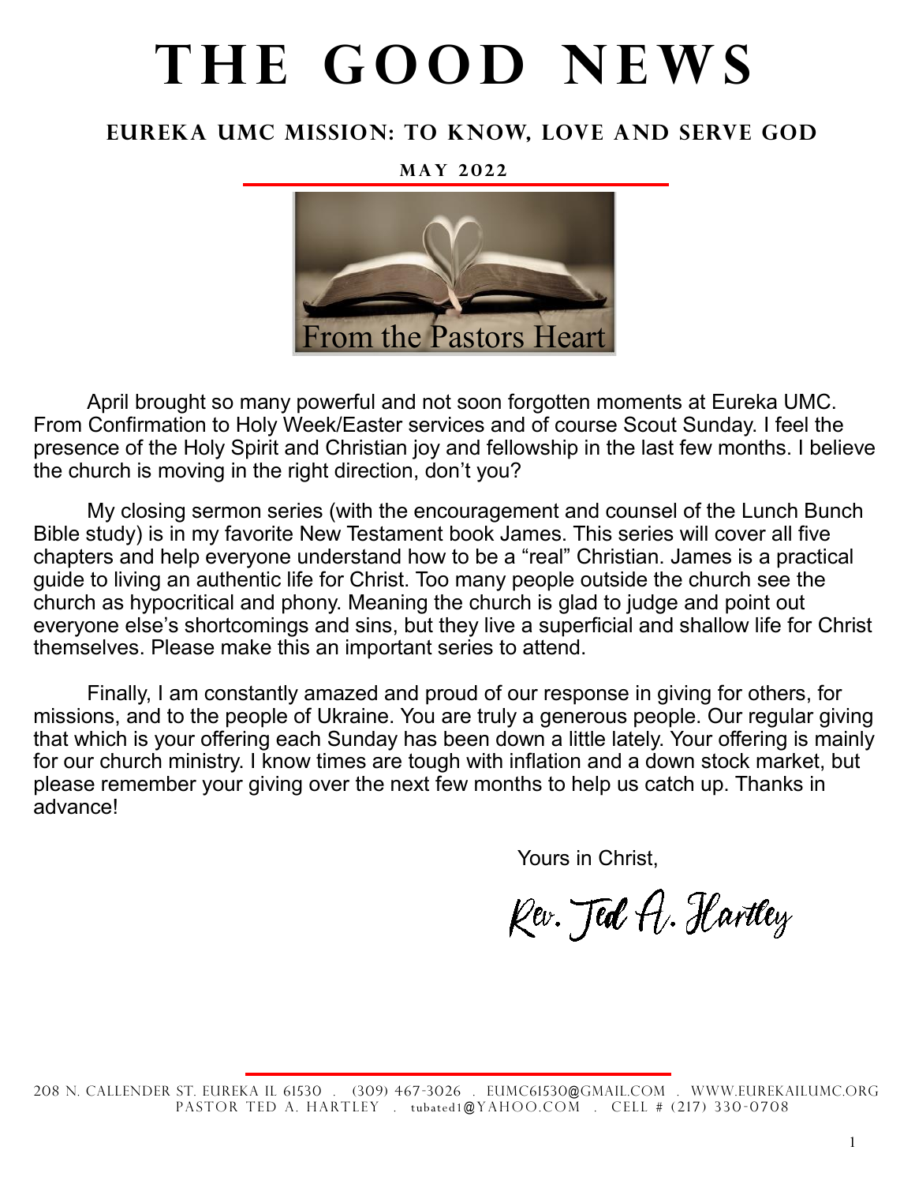# THE GOOD NEWS

## EUREKA UMC MISSION: TO KNOW, LOVE AND SERVE GOD

**MAY 2022**

From the Pastors Heart

April brought so many powerful and not soon forgotten moments at Eureka UMC. From Confirmation to Holy Week/Easter services and of course Scout Sunday. I feel the presence of the Holy Spirit and Christian joy and fellowship in the last few months. I believe the church is moving in the right direction, don't you?

My closing sermon series (with the encouragement and counsel of the Lunch Bunch Bible study) is in my favorite New Testament book James. This series will cover all five chapters and help everyone understand how to be a "real" Christian. James is a practical guide to living an authentic life for Christ. Too many people outside the church see the church as hypocritical and phony. Meaning the church is glad to judge and point out everyone else's shortcomings and sins, but they live a superficial and shallow life for Christ themselves. Please make this an important series to attend.

Finally, I am constantly amazed and proud of our response in giving for others, for missions, and to the people of Ukraine. You are truly a generous people. Our regular giving that which is your offering each Sunday has been down a little lately. Your offering is mainly for our church ministry. I know times are tough with inflation and a down stock market, but please remember your giving over the next few months to help us catch up. Thanks in advance!

Yours in Christ,

*Rev. Ted A. Hartley*

208 N. CALLENDER ST. EUREKA IL 61530 . (309) 467-3026 . EUMC61530@GMAIL.COM . WWW.EUREKAILUMC.ORG
PASTOR TED A. HARTLEY . tubated1@YAHOO.COM . CELL # (217) 330-0708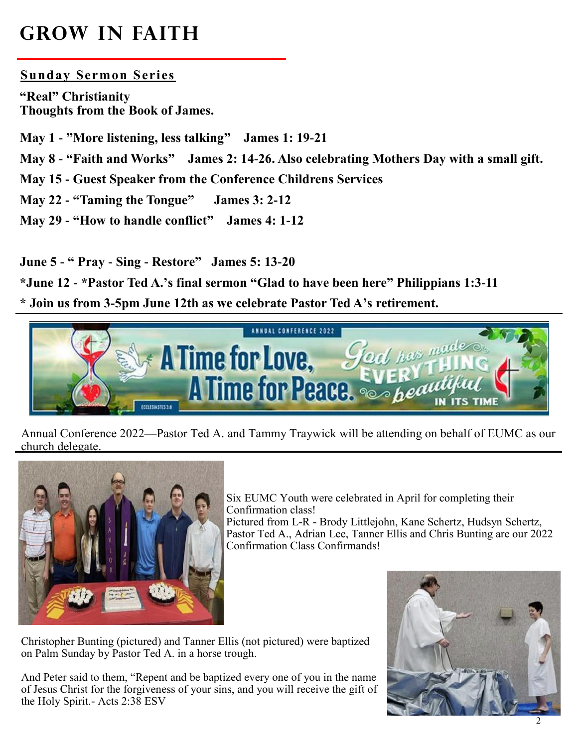# GROW IN FAITH

## Sunday Sermon Series

**"Real" Christianity**
**Thoughts from the Book of James.**

**May 1 - "More listening, less talking"  James 1: 19-21**

**May 8 - "Faith and Works"  James 2: 14-26. Also celebrating Mothers Day with a small gift.**

**May 15 - Guest Speaker from the Conference Childrens Services**

**May 22 - "Taming the Tongue"  James 3: 2-12**

**May 29 - "How to handle conflict"  James 4: 1-12**

**June 5 - " Pray - Sing - Restore"  James 5: 13-20**

**\*June 12 - \*Pastor Ted A.'s final sermon "Glad to have been here" Philippians 1:3-11**

**\* Join us from 3-5pm June 12th as we celebrate Pastor Ted A's retirement.**

Annual Conference 2022—Pastor Ted A. and Tammy Traywick will be attending on behalf of EUMC as our church delegate.

Six EUMC Youth were celebrated in April for completing their Confirmation class!
Pictured from L-R - Brody Littlejohn, Kane Schertz, Hudsyn Schertz, Pastor Ted A., Adrian Lee, Tanner Ellis and Chris Bunting are our 2022 Confirmation Class Confirmands!

Christopher Bunting (pictured) and Tanner Ellis (not pictured) were baptized on Palm Sunday by Pastor Ted A. in a horse trough.

And Peter said to them, "Repent and be baptized every one of you in the name of Jesus Christ for the forgiveness of your sins, and you will receive the gift of the Holy Spirit.- Acts 2:38 ESV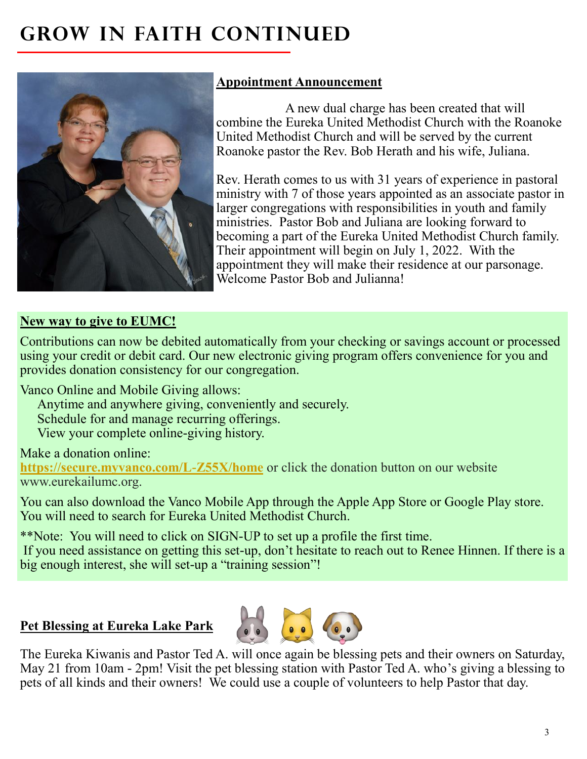# GROW IN FAITH CONTINUED

**Appointment Announcement**

A new dual charge has been created that will combine the Eureka United Methodist Church with the Roanoke United Methodist Church and will be served by the current Roanoke pastor the Rev. Bob Herath and his wife, Juliana.

Rev. Herath comes to us with 31 years of experience in pastoral ministry with 7 of those years appointed as an associate pastor in larger congregations with responsibilities in youth and family ministries. Pastor Bob and Juliana are looking forward to becoming a part of the Eureka United Methodist Church family. Their appointment will begin on July 1, 2022. With the appointment they will make their residence at our parsonage. Welcome Pastor Bob and Julianna!

**New way to give to EUMC!**

Contributions can now be debited automatically from your checking or savings account or processed using your credit or debit card. Our new electronic giving program offers convenience for you and provides donation consistency for our congregation.

Vanco Online and Mobile Giving allows:

- Anytime and anywhere giving, conveniently and securely.
- Schedule for and manage recurring offerings.
- View your complete online-giving history.

Make a donation online:
**https://secure.myvanco.com/L-Z55X/home** or click the donation button on our website www.eurekailumc.org.

You can also download the Vanco Mobile App through the Apple App Store or Google Play store. You will need to search for Eureka United Methodist Church.

**Note: You will need to click on SIGN-UP to set up a profile the first time.
If you need assistance on getting this set-up, don't hesitate to reach out to Renee Hinnen. If there is a big enough interest, she will set-up a "training session"!

**Pet Blessing at Eureka Lake Park** 🐰 🐱 🐶

The Eureka Kiwanis and Pastor Ted A. will once again be blessing pets and their owners on Saturday, May 21 from 10am - 2pm! Visit the pet blessing station with Pastor Ted A. who's giving a blessing to pets of all kinds and their owners! We could use a couple of volunteers to help Pastor that day.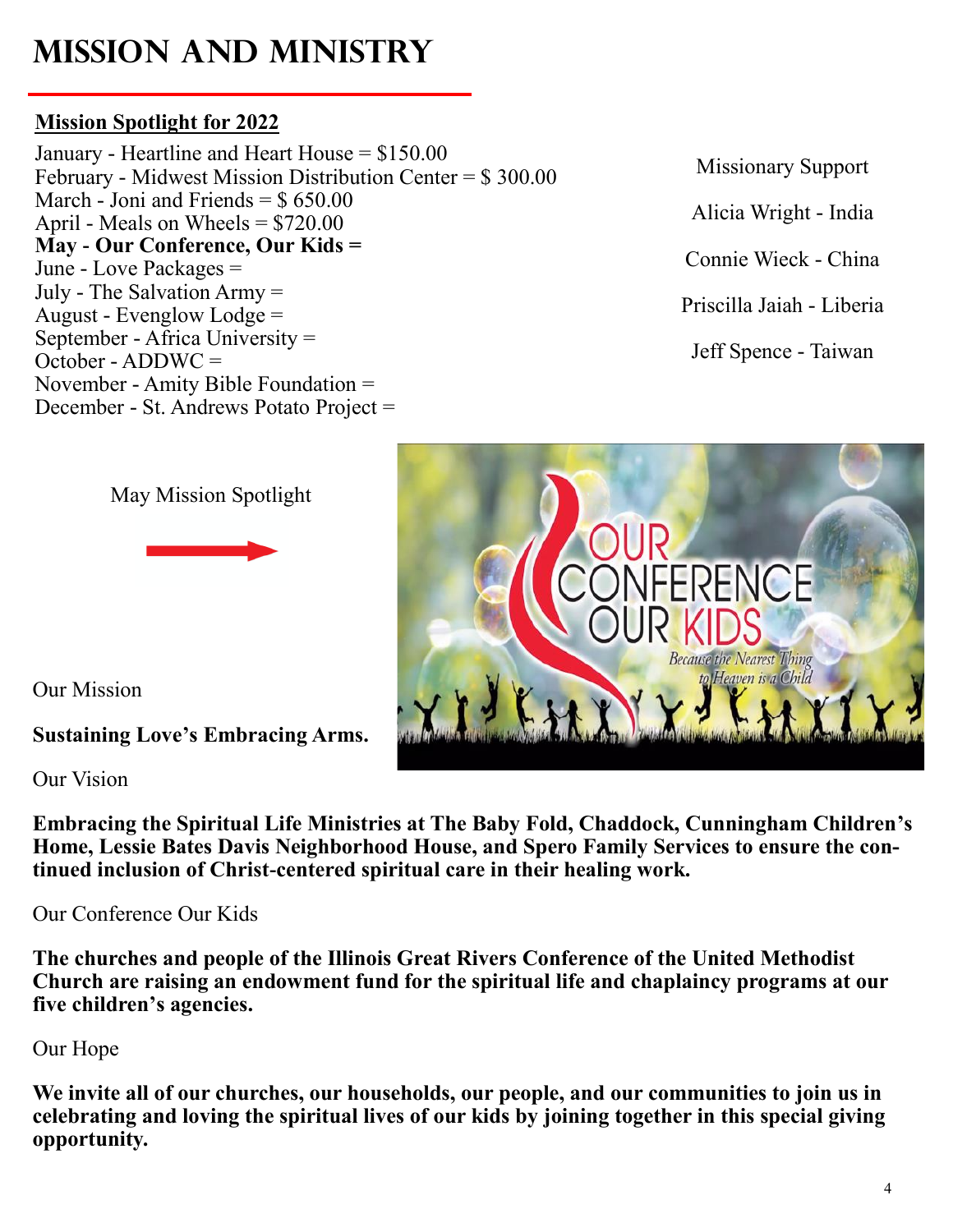# MISSION AND MINISTRY

**Mission Spotlight for 2022**

January - Heartline and Heart House = $150.00
February - Midwest Mission Distribution Center = $ 300.00
March - Joni and Friends = $ 650.00
April - Meals on Wheels = $720.00
**May - Our Conference, Our Kids =**
June - Love Packages =
July - The Salvation Army =
August - Evenglow Lodge =
September - Africa University =
October - ADDWC =
November - Amity Bible Foundation =
December - St. Andrews Potato Project =

Missionary Support

Alicia Wright - India

Connie Wieck - China

Priscilla Jaiah - Liberia

Jeff Spence - Taiwan

May Mission Spotlight

Our Mission

**Sustaining Love's Embracing Arms.**

Our Vision

**Embracing the Spiritual Life Ministries at The Baby Fold, Chaddock, Cunningham Children's Home, Lessie Bates Davis Neighborhood House, and Spero Family Services to ensure the continued inclusion of Christ-centered spiritual care in their healing work.**

Our Conference Our Kids

**The churches and people of the Illinois Great Rivers Conference of the United Methodist Church are raising an endowment fund for the spiritual life and chaplaincy programs at our five children's agencies.**

Our Hope

**We invite all of our churches, our households, our people, and our communities to join us in celebrating and loving the spiritual lives of our kids by joining together in this special giving opportunity.**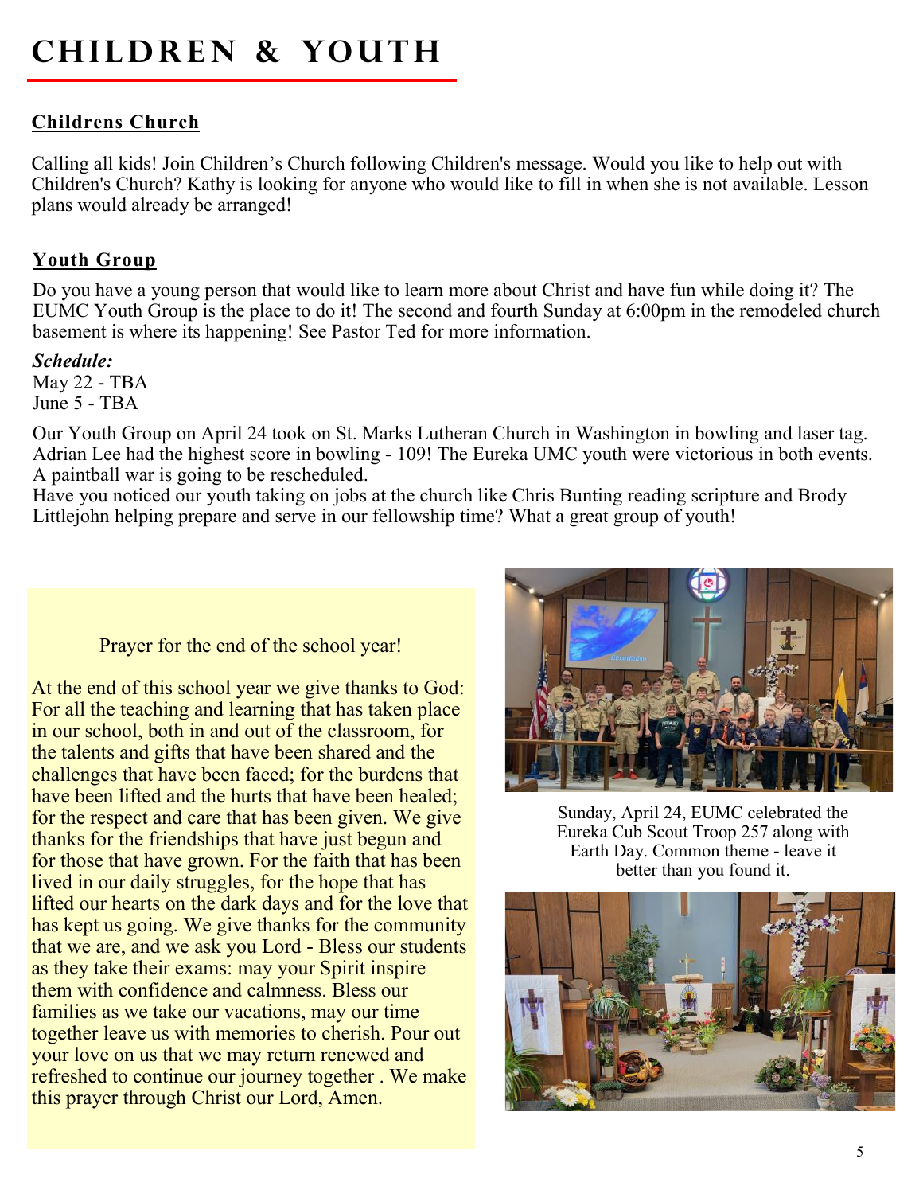# CHILDREN & YOUTH

## Childrens Church

Calling all kids! Join Children's Church following Children's message. Would you like to help out with Children's Church? Kathy is looking for anyone who would like to fill in when she is not available. Lesson plans would already be arranged!

## Youth Group

Do you have a young person that would like to learn more about Christ and have fun while doing it? The EUMC Youth Group is the place to do it! The second and fourth Sunday at 6:00pm in the remodeled church basement is where its happening! See Pastor Ted for more information.

***Schedule:***
May 22 - TBA
June 5 - TBA

Our Youth Group on April 24 took on St. Marks Lutheran Church in Washington in bowling and laser tag. Adrian Lee had the highest score in bowling - 109! The Eureka UMC youth were victorious in both events. A paintball war is going to be rescheduled.
Have you noticed our youth taking on jobs at the church like Chris Bunting reading scripture and Brody Littlejohn helping prepare and serve in our fellowship time? What a great group of youth!

Prayer for the end of the school year!

At the end of this school year we give thanks to God: For all the teaching and learning that has taken place in our school, both in and out of the classroom, for the talents and gifts that have been shared and the challenges that have been faced; for the burdens that have been lifted and the hurts that have been healed; for the respect and care that has been given. We give thanks for the friendships that have just begun and for those that have grown. For the faith that has been lived in our daily struggles, for the hope that has lifted our hearts on the dark days and for the love that has kept us going. We give thanks for the community that we are, and we ask you Lord - Bless our students as they take their exams: may your Spirit inspire them with confidence and calmness. Bless our families as we take our vacations, may our time together leave us with memories to cherish. Pour out your love on us that we may return renewed and refreshed to continue our journey together . We make this prayer through Christ our Lord, Amen.

Sunday, April 24, EUMC celebrated the Eureka Cub Scout Troop 257 along with Earth Day. Common theme - leave it better than you found it.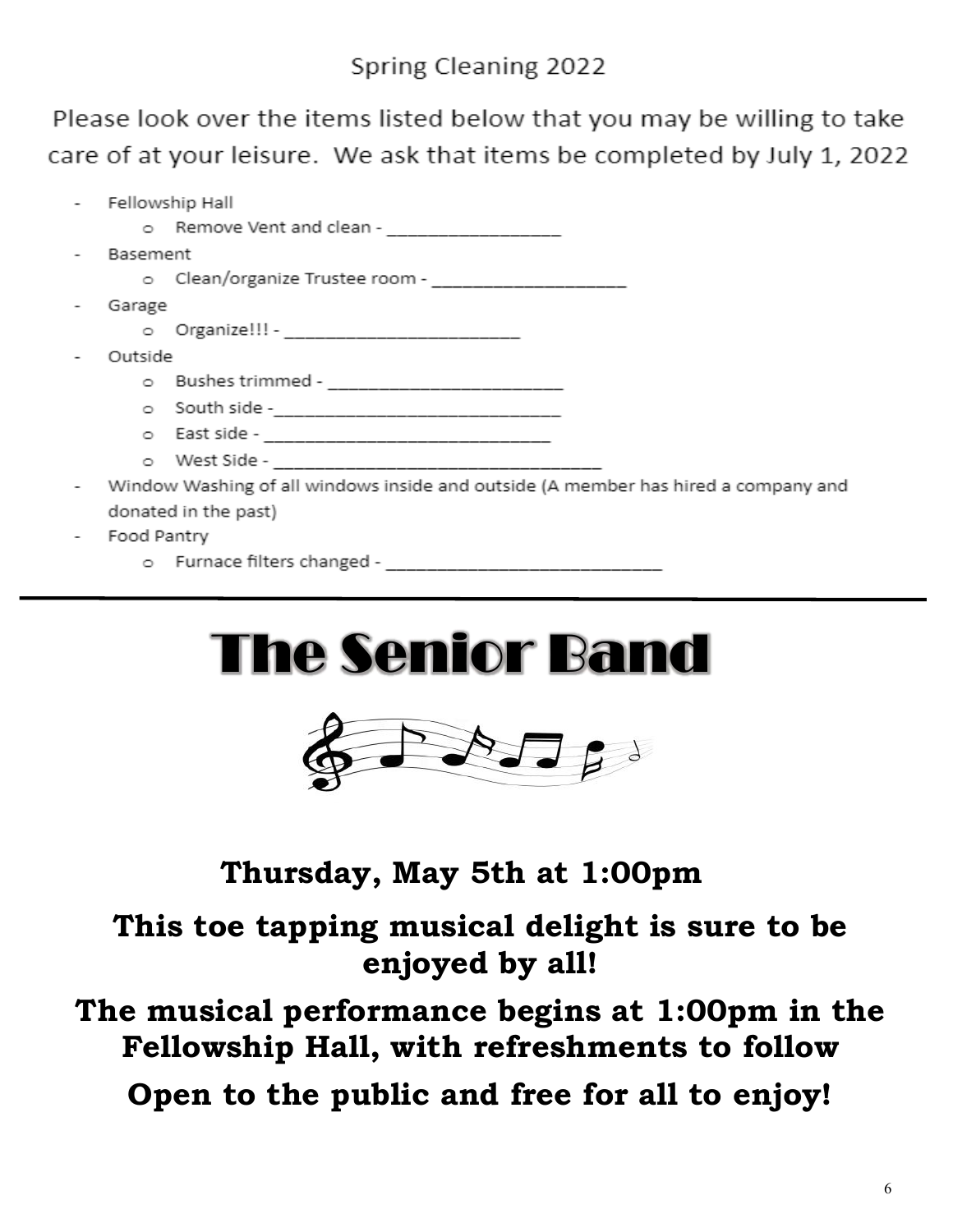## Spring Cleaning 2022

Please look over the items listed below that you may be willing to take care of at your leisure. We ask that items be completed by July 1, 2022

- Fellowship Hall
  - Remove Vent and clean - ________________
- Basement
  - Clean/organize Trustee room - __________________
- Garage
  - Organize!!! - ______________________
- Outside
  - Bushes trimmed - ______________________
  - South side -__________________________
  - East side - ___________________________
  - West Side - ______________________________
- Window Washing of all windows inside and outside (A member has hired a company and donated in the past)
- Food Pantry
  - Furnace filters changed - ___________________________

---

# The Senior Band

**Thursday, May 5th at 1:00pm**

**This toe tapping musical delight is sure to be enjoyed by all!**

**The musical performance begins at 1:00pm in the Fellowship Hall, with refreshments to follow**

**Open to the public and free for all to enjoy!**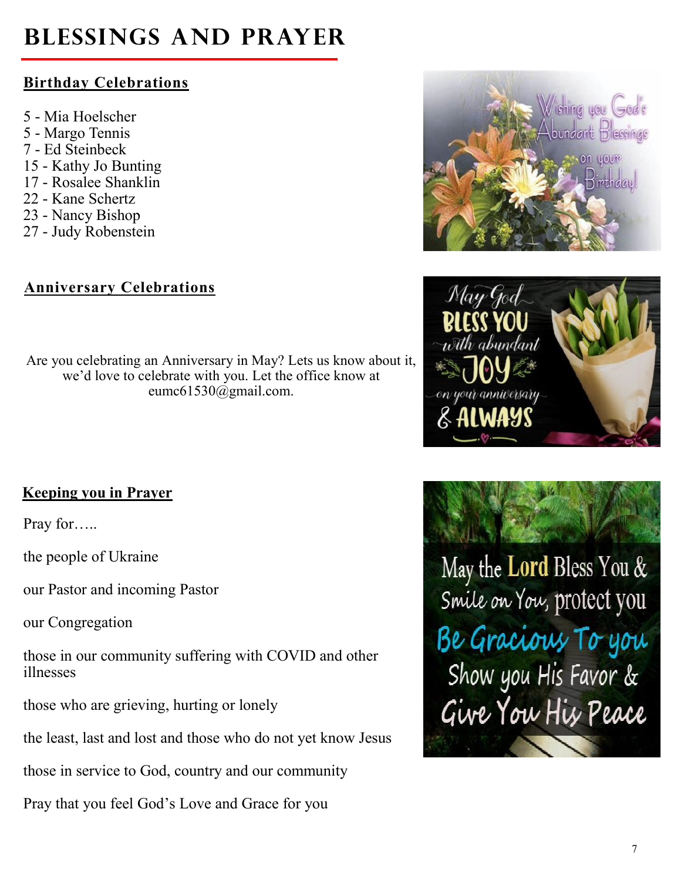# BLESSINGS AND PRAYER

## Birthday Celebrations

5 - Mia Hoelscher
5 - Margo Tennis
7 - Ed Steinbeck
15 - Kathy Jo Bunting
17 - Rosalee Shanklin
22 - Kane Schertz
23 - Nancy Bishop
27 - Judy Robenstein

## Anniversary Celebrations

Are you celebrating an Anniversary in May? Lets us know about it, we'd love to celebrate with you. Let the office know at eumc61530@gmail.com.

## Keeping you in Prayer

Pray for…..

the people of Ukraine

our Pastor and incoming Pastor

our Congregation

those in our community suffering with COVID and other illnesses

those who are grieving, hurting or lonely

the least, last and lost and those who do not yet know Jesus

those in service to God, country and our community

Pray that you feel God's Love and Grace for you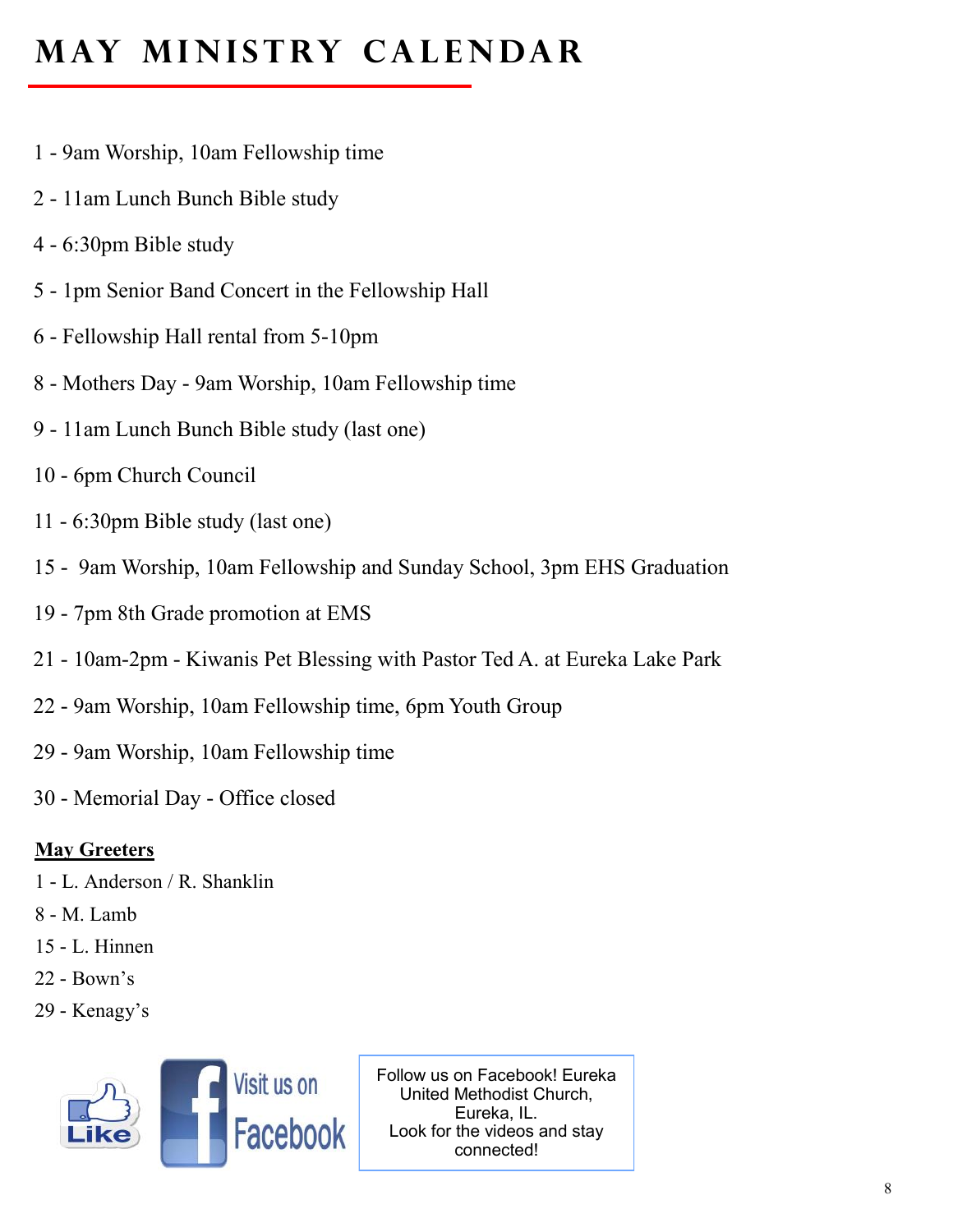# MAY MINISTRY CALENDAR

1 - 9am Worship, 10am Fellowship time

2 - 11am Lunch Bunch Bible study

4 - 6:30pm Bible study

5 - 1pm Senior Band Concert in the Fellowship Hall

6 - Fellowship Hall rental from 5-10pm

8 - Mothers Day - 9am Worship, 10am Fellowship time

9 - 11am Lunch Bunch Bible study (last one)

10 - 6pm Church Council

11 - 6:30pm Bible study (last one)

15 - 9am Worship, 10am Fellowship and Sunday School, 3pm EHS Graduation

19 - 7pm 8th Grade promotion at EMS

21 - 10am-2pm - Kiwanis Pet Blessing with Pastor Ted A. at Eureka Lake Park

22 - 9am Worship, 10am Fellowship time, 6pm Youth Group

29 - 9am Worship, 10am Fellowship time

30 - Memorial Day - Office closed

**May Greeters**

1 - L. Anderson / R. Shanklin
8 - M. Lamb
15 - L. Hinnen
22 - Bown's
29 - Kenagy's

Like

Visit us on Facebook

Follow us on Facebook! Eureka United Methodist Church, Eureka, IL.
Look for the videos and stay connected!